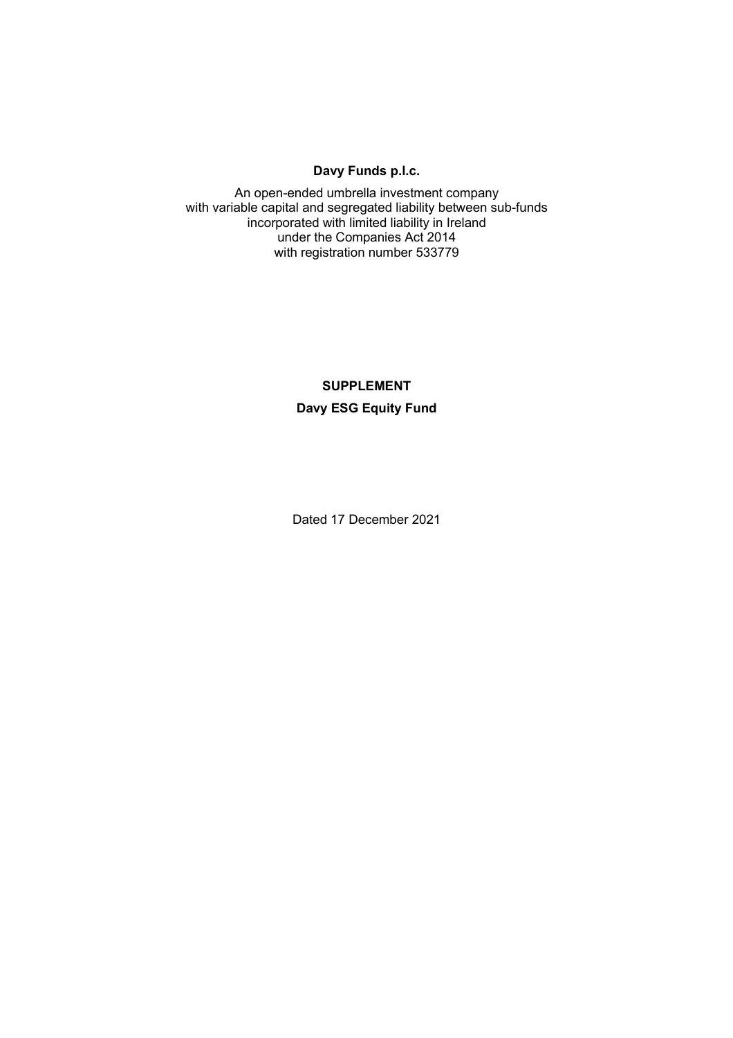# Davy Funds p.l.c.

An open-ended umbrella investment company
with variable capital and segregated liability between sub-funds
incorporated with limited liability in Ireland
under the Companies Act 2014
with registration number 533779

## SUPPLEMENT

## Davy ESG Equity Fund

Dated 17 December 2021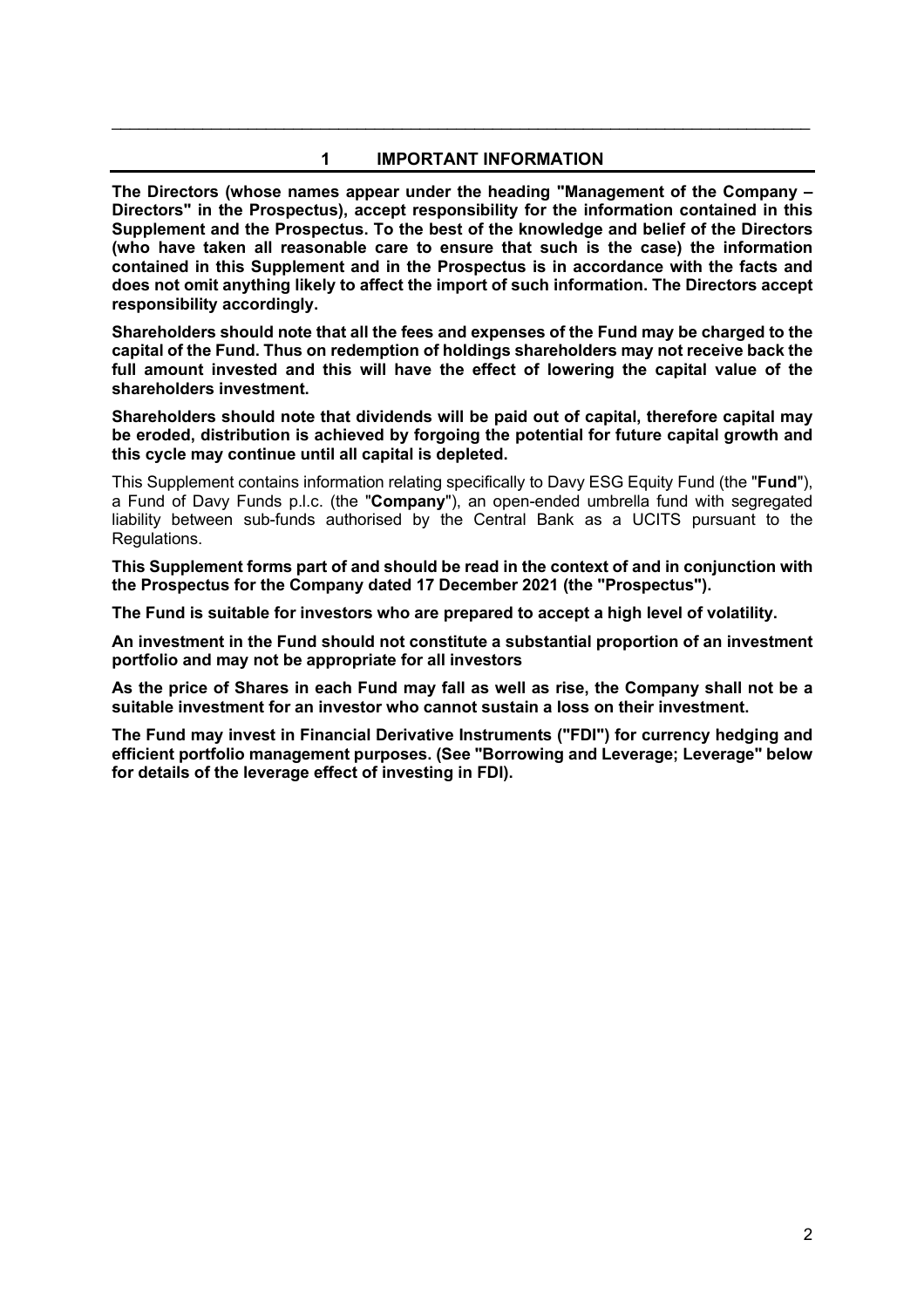# 1 IMPORTANT INFORMATION

**The Directors (whose names appear under the heading "Management of the Company – Directors" in the Prospectus), accept responsibility for the information contained in this Supplement and the Prospectus. To the best of the knowledge and belief of the Directors (who have taken all reasonable care to ensure that such is the case) the information contained in this Supplement and in the Prospectus is in accordance with the facts and does not omit anything likely to affect the import of such information. The Directors accept responsibility accordingly.**

**Shareholders should note that all the fees and expenses of the Fund may be charged to the capital of the Fund. Thus on redemption of holdings shareholders may not receive back the full amount invested and this will have the effect of lowering the capital value of the shareholders investment.**

**Shareholders should note that dividends will be paid out of capital, therefore capital may be eroded, distribution is achieved by forgoing the potential for future capital growth and this cycle may continue until all capital is depleted.**

This Supplement contains information relating specifically to Davy ESG Equity Fund (the "**Fund**"), a Fund of Davy Funds p.l.c. (the "**Company**"), an open-ended umbrella fund with segregated liability between sub-funds authorised by the Central Bank as a UCITS pursuant to the Regulations.

**This Supplement forms part of and should be read in the context of and in conjunction with the Prospectus for the Company dated 17 December 2021 (the "Prospectus").**

**The Fund is suitable for investors who are prepared to accept a high level of volatility.**

**An investment in the Fund should not constitute a substantial proportion of an investment portfolio and may not be appropriate for all investors**

**As the price of Shares in each Fund may fall as well as rise, the Company shall not be a suitable investment for an investor who cannot sustain a loss on their investment.**

**The Fund may invest in Financial Derivative Instruments ("FDI") for currency hedging and efficient portfolio management purposes. (See "Borrowing and Leverage; Leverage" below for details of the leverage effect of investing in FDI).**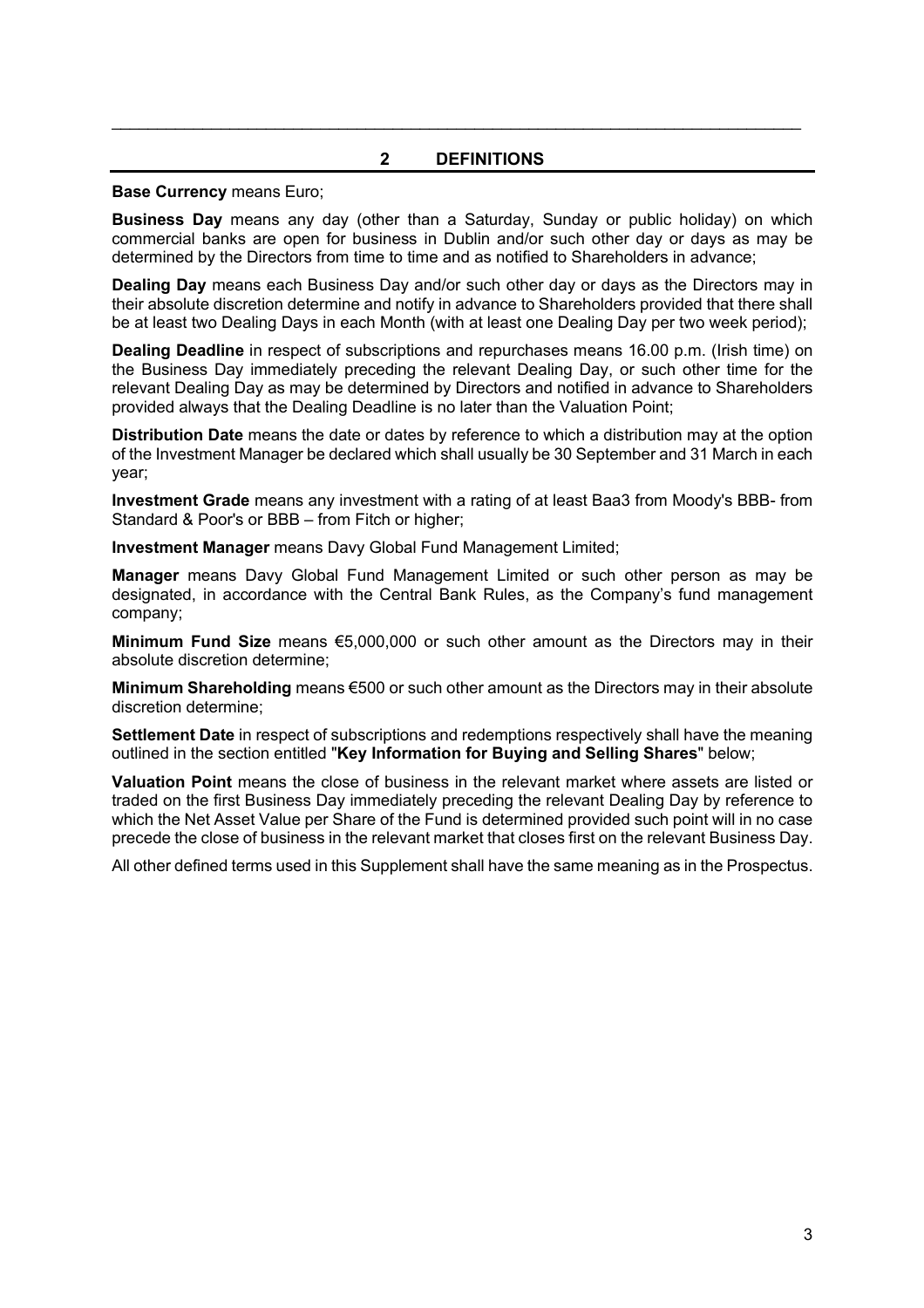## 2 DEFINITIONS

**Base Currency** means Euro;

**Business Day** means any day (other than a Saturday, Sunday or public holiday) on which commercial banks are open for business in Dublin and/or such other day or days as may be determined by the Directors from time to time and as notified to Shareholders in advance;

**Dealing Day** means each Business Day and/or such other day or days as the Directors may in their absolute discretion determine and notify in advance to Shareholders provided that there shall be at least two Dealing Days in each Month (with at least one Dealing Day per two week period);

**Dealing Deadline** in respect of subscriptions and repurchases means 16.00 p.m. (Irish time) on the Business Day immediately preceding the relevant Dealing Day, or such other time for the relevant Dealing Day as may be determined by Directors and notified in advance to Shareholders provided always that the Dealing Deadline is no later than the Valuation Point;

**Distribution Date** means the date or dates by reference to which a distribution may at the option of the Investment Manager be declared which shall usually be 30 September and 31 March in each year;

**Investment Grade** means any investment with a rating of at least Baa3 from Moody's BBB- from Standard & Poor's or BBB – from Fitch or higher;

**Investment Manager** means Davy Global Fund Management Limited;

**Manager** means Davy Global Fund Management Limited or such other person as may be designated, in accordance with the Central Bank Rules, as the Company's fund management company;

**Minimum Fund Size** means €5,000,000 or such other amount as the Directors may in their absolute discretion determine;

**Minimum Shareholding** means €500 or such other amount as the Directors may in their absolute discretion determine;

**Settlement Date** in respect of subscriptions and redemptions respectively shall have the meaning outlined in the section entitled "**Key Information for Buying and Selling Shares**" below;

**Valuation Point** means the close of business in the relevant market where assets are listed or traded on the first Business Day immediately preceding the relevant Dealing Day by reference to which the Net Asset Value per Share of the Fund is determined provided such point will in no case precede the close of business in the relevant market that closes first on the relevant Business Day.

All other defined terms used in this Supplement shall have the same meaning as in the Prospectus.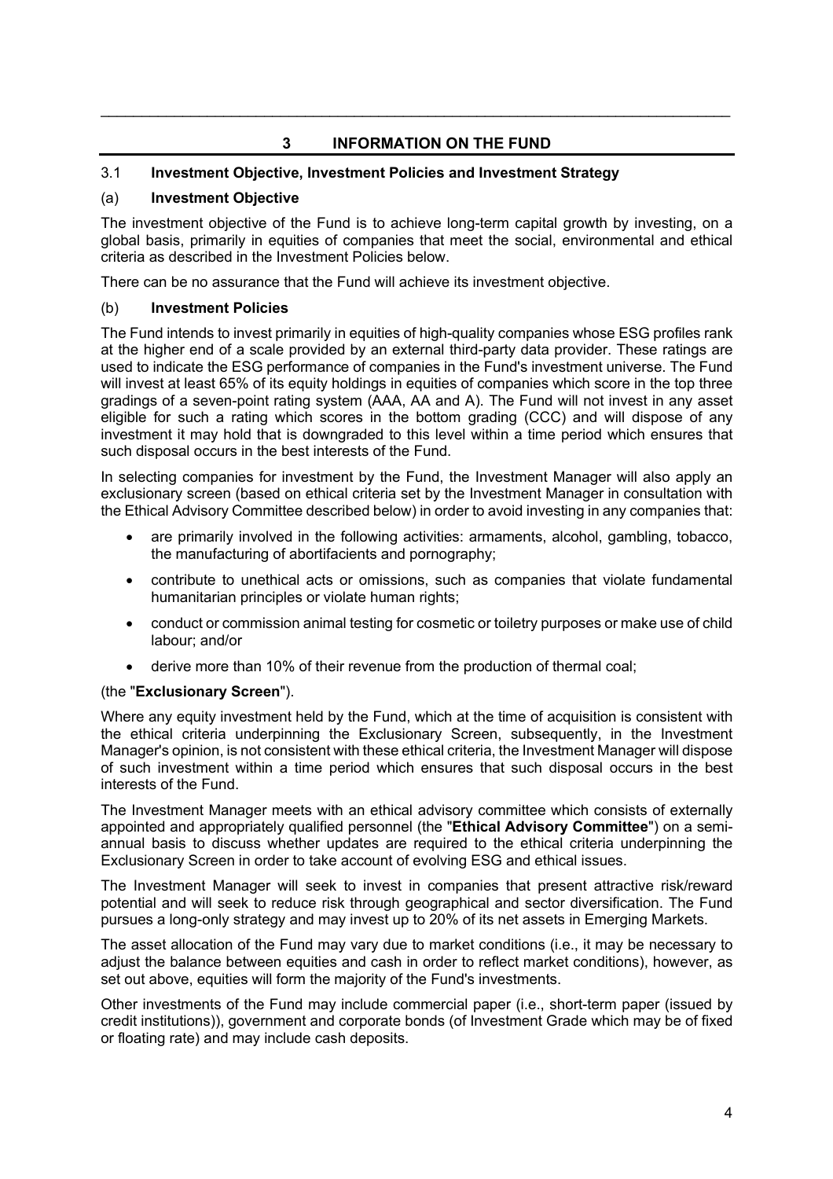## 3 INFORMATION ON THE FUND

### 3.1 Investment Objective, Investment Policies and Investment Strategy

#### (a) Investment Objective

The investment objective of the Fund is to achieve long-term capital growth by investing, on a global basis, primarily in equities of companies that meet the social, environmental and ethical criteria as described in the Investment Policies below.

There can be no assurance that the Fund will achieve its investment objective.

#### (b) Investment Policies

The Fund intends to invest primarily in equities of high-quality companies whose ESG profiles rank at the higher end of a scale provided by an external third-party data provider. These ratings are used to indicate the ESG performance of companies in the Fund's investment universe. The Fund will invest at least 65% of its equity holdings in equities of companies which score in the top three gradings of a seven-point rating system (AAA, AA and A). The Fund will not invest in any asset eligible for such a rating which scores in the bottom grading (CCC) and will dispose of any investment it may hold that is downgraded to this level within a time period which ensures that such disposal occurs in the best interests of the Fund.

In selecting companies for investment by the Fund, the Investment Manager will also apply an exclusionary screen (based on ethical criteria set by the Investment Manager in consultation with the Ethical Advisory Committee described below) in order to avoid investing in any companies that:

- are primarily involved in the following activities: armaments, alcohol, gambling, tobacco, the manufacturing of abortifacients and pornography;
- contribute to unethical acts or omissions, such as companies that violate fundamental humanitarian principles or violate human rights;
- conduct or commission animal testing for cosmetic or toiletry purposes or make use of child labour; and/or
- derive more than 10% of their revenue from the production of thermal coal;

(the "**Exclusionary Screen**").

Where any equity investment held by the Fund, which at the time of acquisition is consistent with the ethical criteria underpinning the Exclusionary Screen, subsequently, in the Investment Manager's opinion, is not consistent with these ethical criteria, the Investment Manager will dispose of such investment within a time period which ensures that such disposal occurs in the best interests of the Fund.

The Investment Manager meets with an ethical advisory committee which consists of externally appointed and appropriately qualified personnel (the "**Ethical Advisory Committee**") on a semi-annual basis to discuss whether updates are required to the ethical criteria underpinning the Exclusionary Screen in order to take account of evolving ESG and ethical issues.

The Investment Manager will seek to invest in companies that present attractive risk/reward potential and will seek to reduce risk through geographical and sector diversification. The Fund pursues a long-only strategy and may invest up to 20% of its net assets in Emerging Markets.

The asset allocation of the Fund may vary due to market conditions (i.e., it may be necessary to adjust the balance between equities and cash in order to reflect market conditions), however, as set out above, equities will form the majority of the Fund's investments.

Other investments of the Fund may include commercial paper (i.e., short-term paper (issued by credit institutions)), government and corporate bonds (of Investment Grade which may be of fixed or floating rate) and may include cash deposits.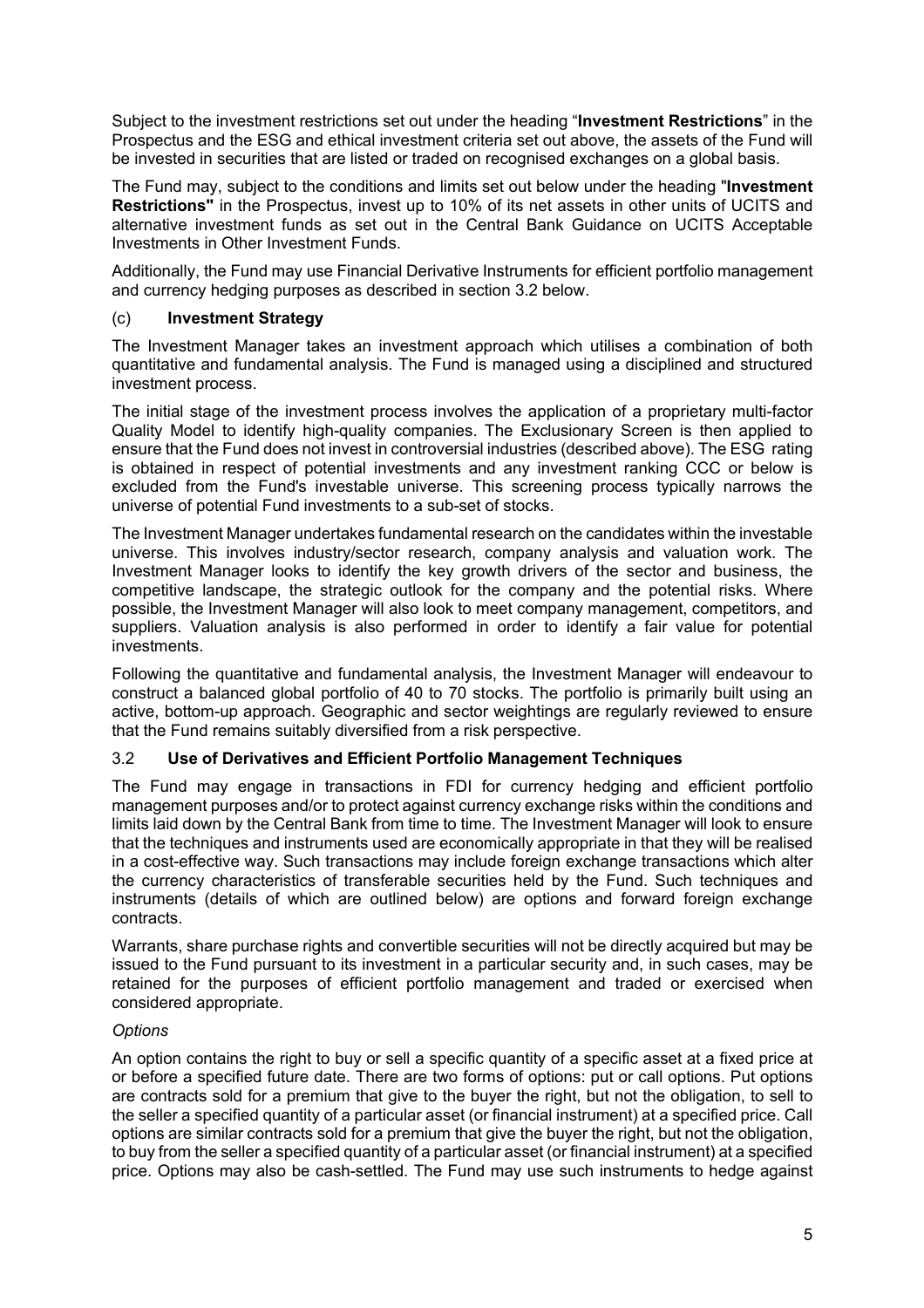Subject to the investment restrictions set out under the heading "**Investment Restrictions**" in the Prospectus and the ESG and ethical investment criteria set out above, the assets of the Fund will be invested in securities that are listed or traded on recognised exchanges on a global basis.

The Fund may, subject to the conditions and limits set out below under the heading "**Investment Restrictions"** in the Prospectus, invest up to 10% of its net assets in other units of UCITS and alternative investment funds as set out in the Central Bank Guidance on UCITS Acceptable Investments in Other Investment Funds.

Additionally, the Fund may use Financial Derivative Instruments for efficient portfolio management and currency hedging purposes as described in section 3.2 below.

### (c) Investment Strategy

The Investment Manager takes an investment approach which utilises a combination of both quantitative and fundamental analysis. The Fund is managed using a disciplined and structured investment process.

The initial stage of the investment process involves the application of a proprietary multi-factor Quality Model to identify high-quality companies. The Exclusionary Screen is then applied to ensure that the Fund does not invest in controversial industries (described above). The ESG rating is obtained in respect of potential investments and any investment ranking CCC or below is excluded from the Fund's investable universe. This screening process typically narrows the universe of potential Fund investments to a sub-set of stocks.

The Investment Manager undertakes fundamental research on the candidates within the investable universe. This involves industry/sector research, company analysis and valuation work. The Investment Manager looks to identify the key growth drivers of the sector and business, the competitive landscape, the strategic outlook for the company and the potential risks. Where possible, the Investment Manager will also look to meet company management, competitors, and suppliers. Valuation analysis is also performed in order to identify a fair value for potential investments.

Following the quantitative and fundamental analysis, the Investment Manager will endeavour to construct a balanced global portfolio of 40 to 70 stocks. The portfolio is primarily built using an active, bottom-up approach. Geographic and sector weightings are regularly reviewed to ensure that the Fund remains suitably diversified from a risk perspective.

## 3.2 Use of Derivatives and Efficient Portfolio Management Techniques

The Fund may engage in transactions in FDI for currency hedging and efficient portfolio management purposes and/or to protect against currency exchange risks within the conditions and limits laid down by the Central Bank from time to time. The Investment Manager will look to ensure that the techniques and instruments used are economically appropriate in that they will be realised in a cost-effective way. Such transactions may include foreign exchange transactions which alter the currency characteristics of transferable securities held by the Fund. Such techniques and instruments (details of which are outlined below) are options and forward foreign exchange contracts.

Warrants, share purchase rights and convertible securities will not be directly acquired but may be issued to the Fund pursuant to its investment in a particular security and, in such cases, may be retained for the purposes of efficient portfolio management and traded or exercised when considered appropriate.

*Options*

An option contains the right to buy or sell a specific quantity of a specific asset at a fixed price at or before a specified future date. There are two forms of options: put or call options. Put options are contracts sold for a premium that give to the buyer the right, but not the obligation, to sell to the seller a specified quantity of a particular asset (or financial instrument) at a specified price. Call options are similar contracts sold for a premium that give the buyer the right, but not the obligation, to buy from the seller a specified quantity of a particular asset (or financial instrument) at a specified price. Options may also be cash-settled. The Fund may use such instruments to hedge against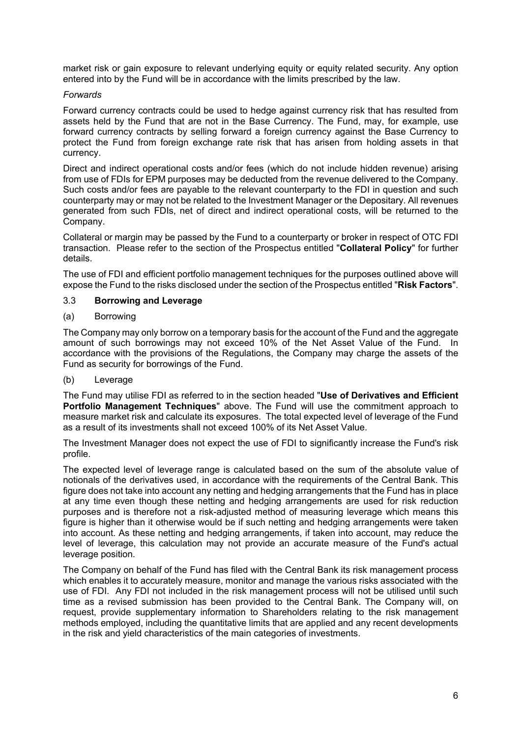market risk or gain exposure to relevant underlying equity or equity related security. Any option entered into by the Fund will be in accordance with the limits prescribed by the law.

*Forwards*

Forward currency contracts could be used to hedge against currency risk that has resulted from assets held by the Fund that are not in the Base Currency. The Fund, may, for example, use forward currency contracts by selling forward a foreign currency against the Base Currency to protect the Fund from foreign exchange rate risk that has arisen from holding assets in that currency.

Direct and indirect operational costs and/or fees (which do not include hidden revenue) arising from use of FDIs for EPM purposes may be deducted from the revenue delivered to the Company. Such costs and/or fees are payable to the relevant counterparty to the FDI in question and such counterparty may or may not be related to the Investment Manager or the Depositary. All revenues generated from such FDIs, net of direct and indirect operational costs, will be returned to the Company.

Collateral or margin may be passed by the Fund to a counterparty or broker in respect of OTC FDI transaction. Please refer to the section of the Prospectus entitled "**Collateral Policy**" for further details.

The use of FDI and efficient portfolio management techniques for the purposes outlined above will expose the Fund to the risks disclosed under the section of the Prospectus entitled "**Risk Factors**".

### 3.3 Borrowing and Leverage

(a) Borrowing

The Company may only borrow on a temporary basis for the account of the Fund and the aggregate amount of such borrowings may not exceed 10% of the Net Asset Value of the Fund. In accordance with the provisions of the Regulations, the Company may charge the assets of the Fund as security for borrowings of the Fund.

(b) Leverage

The Fund may utilise FDI as referred to in the section headed "**Use of Derivatives and Efficient Portfolio Management Techniques**" above. The Fund will use the commitment approach to measure market risk and calculate its exposures. The total expected level of leverage of the Fund as a result of its investments shall not exceed 100% of its Net Asset Value.

The Investment Manager does not expect the use of FDI to significantly increase the Fund's risk profile.

The expected level of leverage range is calculated based on the sum of the absolute value of notionals of the derivatives used, in accordance with the requirements of the Central Bank. This figure does not take into account any netting and hedging arrangements that the Fund has in place at any time even though these netting and hedging arrangements are used for risk reduction purposes and is therefore not a risk-adjusted method of measuring leverage which means this figure is higher than it otherwise would be if such netting and hedging arrangements were taken into account. As these netting and hedging arrangements, if taken into account, may reduce the level of leverage, this calculation may not provide an accurate measure of the Fund's actual leverage position.

The Company on behalf of the Fund has filed with the Central Bank its risk management process which enables it to accurately measure, monitor and manage the various risks associated with the use of FDI. Any FDI not included in the risk management process will not be utilised until such time as a revised submission has been provided to the Central Bank. The Company will, on request, provide supplementary information to Shareholders relating to the risk management methods employed, including the quantitative limits that are applied and any recent developments in the risk and yield characteristics of the main categories of investments.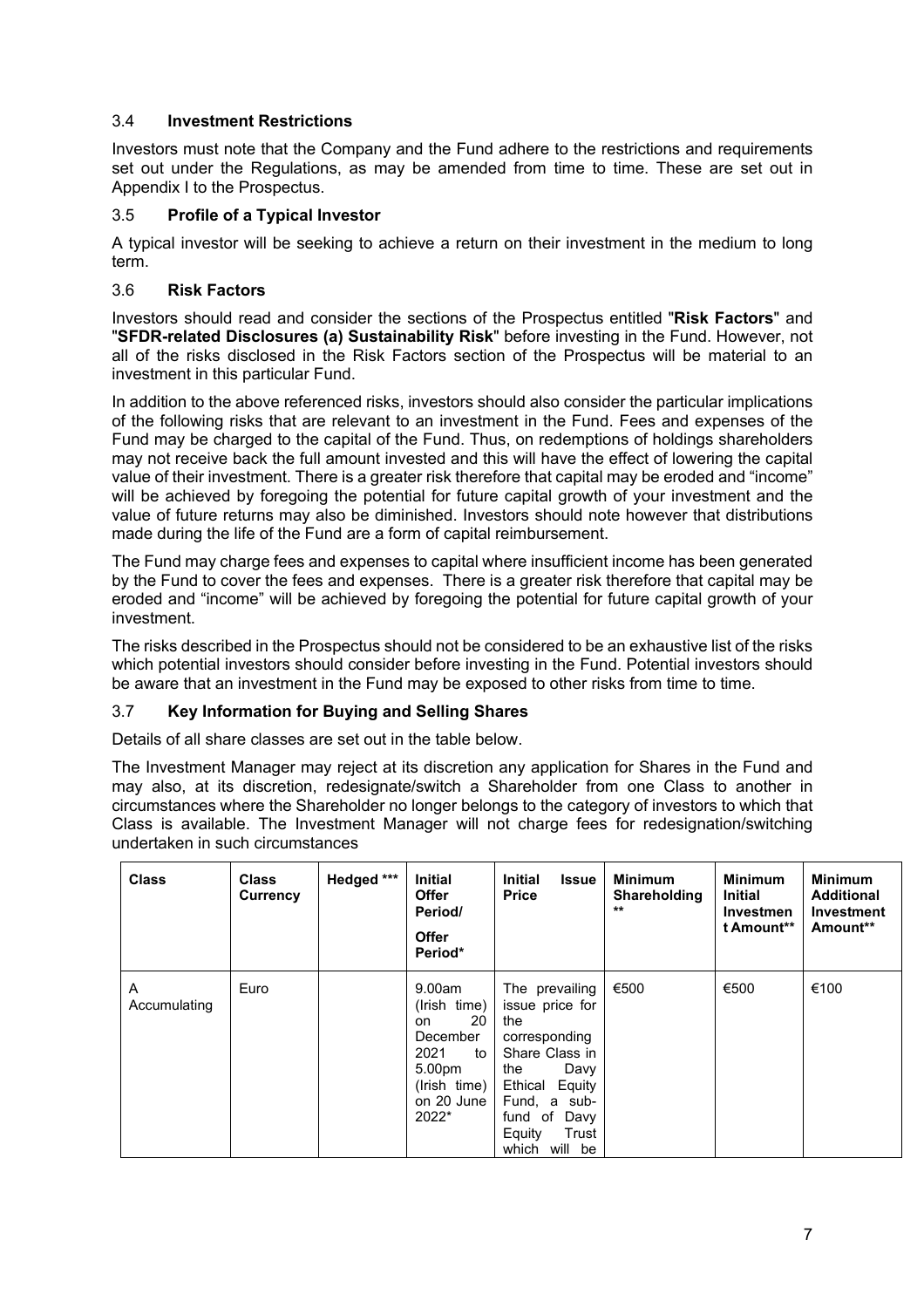### 3.4 **Investment Restrictions**

Investors must note that the Company and the Fund adhere to the restrictions and requirements set out under the Regulations, as may be amended from time to time. These are set out in Appendix I to the Prospectus.

### 3.5 **Profile of a Typical Investor**

A typical investor will be seeking to achieve a return on their investment in the medium to long term.

### 3.6 **Risk Factors**

Investors should read and consider the sections of the Prospectus entitled "**Risk Factors**" and "**SFDR-related Disclosures (a) Sustainability Risk**" before investing in the Fund. However, not all of the risks disclosed in the Risk Factors section of the Prospectus will be material to an investment in this particular Fund.

In addition to the above referenced risks, investors should also consider the particular implications of the following risks that are relevant to an investment in the Fund. Fees and expenses of the Fund may be charged to the capital of the Fund. Thus, on redemptions of holdings shareholders may not receive back the full amount invested and this will have the effect of lowering the capital value of their investment. There is a greater risk therefore that capital may be eroded and "income" will be achieved by foregoing the potential for future capital growth of your investment and the value of future returns may also be diminished. Investors should note however that distributions made during the life of the Fund are a form of capital reimbursement.

The Fund may charge fees and expenses to capital where insufficient income has been generated by the Fund to cover the fees and expenses. There is a greater risk therefore that capital may be eroded and "income" will be achieved by foregoing the potential for future capital growth of your investment.

The risks described in the Prospectus should not be considered to be an exhaustive list of the risks which potential investors should consider before investing in the Fund. Potential investors should be aware that an investment in the Fund may be exposed to other risks from time to time.

### 3.7 **Key Information for Buying and Selling Shares**

Details of all share classes are set out in the table below.

The Investment Manager may reject at its discretion any application for Shares in the Fund and may also, at its discretion, redesignate/switch a Shareholder from one Class to another in circumstances where the Shareholder no longer belongs to the category of investors to which that Class is available. The Investment Manager will not charge fees for redesignation/switching undertaken in such circumstances

| Class | Class Currency | Hedged *** | Initial Offer Period/ Offer Period* | Initial Issue Price | Minimum Shareholding ** | Minimum Initial Investment Amount** | Minimum Additional Investment Amount** |
|---|---|---|---|---|---|---|---|
| A Accumulating | Euro | | 9.00am (Irish time) on 20 December 2021 to 5.00pm (Irish time) on 20 June 2022* | The prevailing issue price for the corresponding Share Class in the Davy Ethical Equity Fund, a sub-fund of Davy Equity Trust which will be | €500 | €500 | €100 |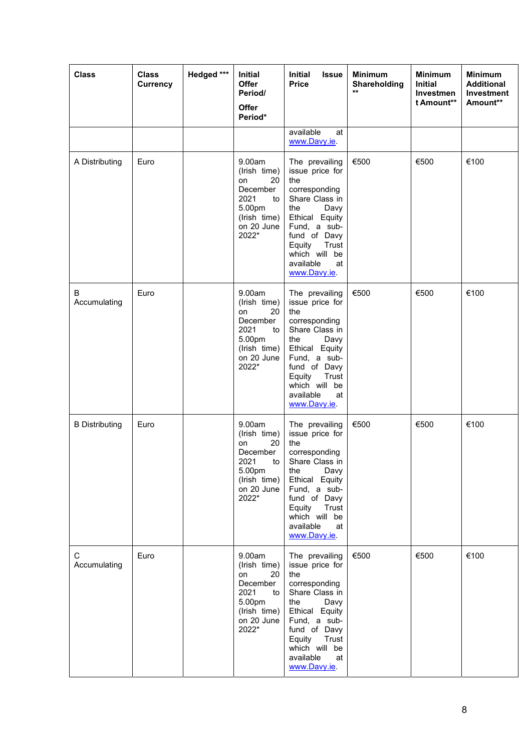| Class | Class Currency | Hedged *** | Initial Offer Period/ Offer Period* | Initial Issue Price | Minimum Shareholding ** | Minimum Initial Investment Amount** | Minimum Additional Investment Amount** |
|---|---|---|---|---|---|---|---|
| | | | | available at www.Davy.ie. | | | |
| A Distributing | Euro | | 9.00am (Irish time) on 20 December 2021 to 5.00pm (Irish time) on 20 June 2022* | The prevailing issue price for the corresponding Share Class in the Davy Ethical Equity Fund, a sub-fund of Davy Equity Trust which will be available at www.Davy.ie. | €500 | €500 | €100 |
| B Accumulating | Euro | | 9.00am (Irish time) on 20 December 2021 to 5.00pm (Irish time) on 20 June 2022* | The prevailing issue price for the corresponding Share Class in the Davy Ethical Equity Fund, a sub-fund of Davy Equity Trust which will be available at www.Davy.ie. | €500 | €500 | €100 |
| B Distributing | Euro | | 9.00am (Irish time) on 20 December 2021 to 5.00pm (Irish time) on 20 June 2022* | The prevailing issue price for the corresponding Share Class in the Davy Ethical Equity Fund, a sub-fund of Davy Equity Trust which will be available at www.Davy.ie. | €500 | €500 | €100 |
| C Accumulating | Euro | | 9.00am (Irish time) on 20 December 2021 to 5.00pm (Irish time) on 20 June 2022* | The prevailing issue price for the corresponding Share Class in the Davy Ethical Equity Fund, a sub-fund of Davy Equity Trust which will be available at www.Davy.ie. | €500 | €500 | €100 |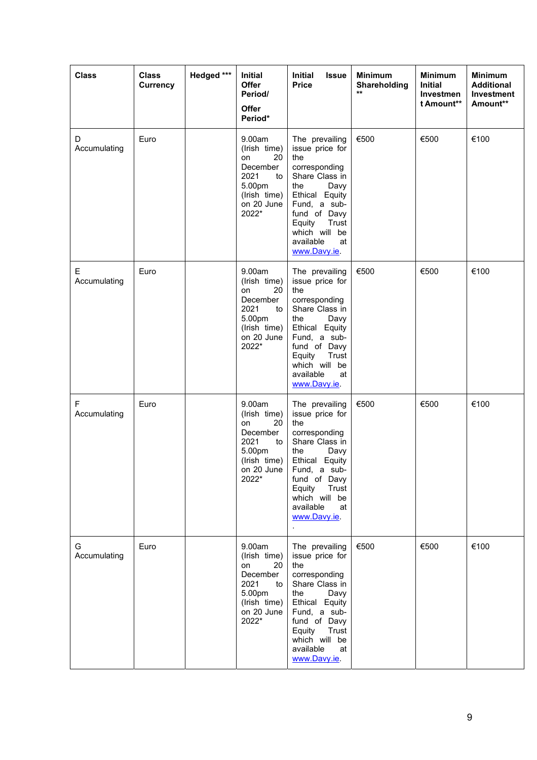| Class | Class Currency | Hedged *** | Initial Offer Period/ Offer Period* | Initial Issue Price | Minimum Shareholding ** | Minimum Initial Investment Amount** | Minimum Additional Investment Amount** |
|---|---|---|---|---|---|---|---|
| D Accumulating | Euro | | 9.00am (Irish time) on 20 December 2021 to 5.00pm (Irish time) on 20 June 2022* | The prevailing issue price for the corresponding Share Class in the Davy Ethical Equity Fund, a sub-fund of Davy Equity Trust which will be available at www.Davy.ie. | €500 | €500 | €100 |
| E Accumulating | Euro | | 9.00am (Irish time) on 20 December 2021 to 5.00pm (Irish time) on 20 June 2022* | The prevailing issue price for the corresponding Share Class in the Davy Ethical Equity Fund, a sub-fund of Davy Equity Trust which will be available at www.Davy.ie. | €500 | €500 | €100 |
| F Accumulating | Euro | | 9.00am (Irish time) on 20 December 2021 to 5.00pm (Irish time) on 20 June 2022* | The prevailing issue price for the corresponding Share Class in the Davy Ethical Equity Fund, a sub-fund of Davy Equity Trust which will be available at www.Davy.ie. . | €500 | €500 | €100 |
| G Accumulating | Euro | | 9.00am (Irish time) on 20 December 2021 to 5.00pm (Irish time) on 20 June 2022* | The prevailing issue price for the corresponding Share Class in the Davy Ethical Equity Fund, a sub-fund of Davy Equity Trust which will be available at www.Davy.ie. | €500 | €500 | €100 |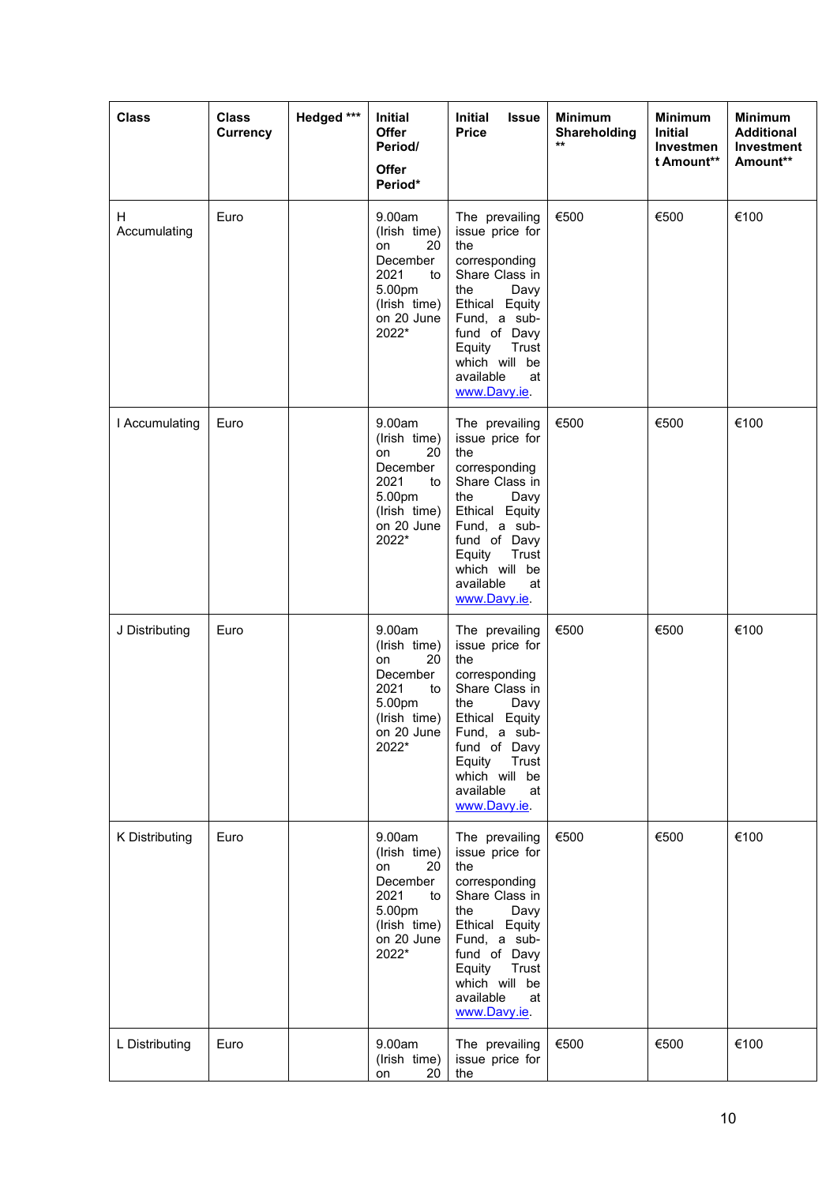| Class | Class Currency | Hedged *** | Initial Offer Period/ Offer Period* | Initial Issue Price | Minimum Shareholding ** | Minimum Initial Investment Amount** | Minimum Additional Investment Amount** |
|---|---|---|---|---|---|---|---|
| H Accumulating | Euro | | 9.00am (Irish time) on 20 December 2021 to 5.00pm (Irish time) on 20 June 2022* | The prevailing issue price for the corresponding Share Class in the Davy Ethical Equity Fund, a sub-fund of Davy Equity Trust which will be available at www.Davy.ie. | €500 | €500 | €100 |
| I Accumulating | Euro | | 9.00am (Irish time) on 20 December 2021 to 5.00pm (Irish time) on 20 June 2022* | The prevailing issue price for the corresponding Share Class in the Davy Ethical Equity Fund, a sub-fund of Davy Equity Trust which will be available at www.Davy.ie. | €500 | €500 | €100 |
| J Distributing | Euro | | 9.00am (Irish time) on 20 December 2021 to 5.00pm (Irish time) on 20 June 2022* | The prevailing issue price for the corresponding Share Class in the Davy Ethical Equity Fund, a sub-fund of Davy Equity Trust which will be available at www.Davy.ie. | €500 | €500 | €100 |
| K Distributing | Euro | | 9.00am (Irish time) on 20 December 2021 to 5.00pm (Irish time) on 20 June 2022* | The prevailing issue price for the corresponding Share Class in the Davy Ethical Equity Fund, a sub-fund of Davy Equity Trust which will be available at www.Davy.ie. | €500 | €500 | €100 |
| L Distributing | Euro | | 9.00am (Irish time) on 20 | The prevailing issue price for the | €500 | €500 | €100 |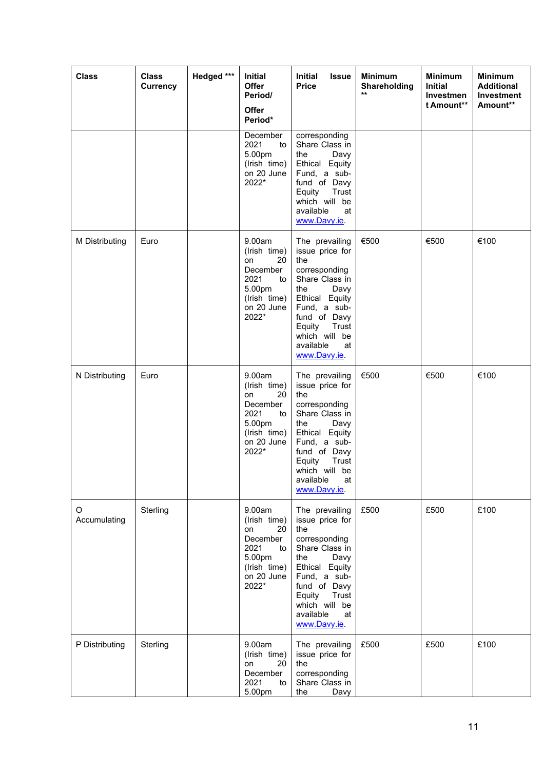| Class | Class Currency | Hedged *** | Initial Offer Period/ Offer Period* | Initial Issue Price | Minimum Shareholding ** | Minimum Initial Investment Amount** | Minimum Additional Investment Amount** |
|---|---|---|---|---|---|---|---|
| | | | December 2021 to 5.00pm (Irish time) on 20 June 2022* | corresponding Share Class in the Davy Ethical Equity Fund, a sub-fund of Davy Equity Trust which will be available at www.Davy.ie. | | | |
| M Distributing | Euro | | 9.00am (Irish time) on 20 December 2021 to 5.00pm (Irish time) on 20 June 2022* | The prevailing issue price for the corresponding Share Class in the Davy Ethical Equity Fund, a sub-fund of Davy Equity Trust which will be available at www.Davy.ie. | €500 | €500 | €100 |
| N Distributing | Euro | | 9.00am (Irish time) on 20 December 2021 to 5.00pm (Irish time) on 20 June 2022* | The prevailing issue price for the corresponding Share Class in the Davy Ethical Equity Fund, a sub-fund of Davy Equity Trust which will be available at www.Davy.ie. | €500 | €500 | €100 |
| O Accumulating | Sterling | | 9.00am (Irish time) on 20 December 2021 to 5.00pm (Irish time) on 20 June 2022* | The prevailing issue price for the corresponding Share Class in the Davy Ethical Equity Fund, a sub-fund of Davy Equity Trust which will be available at www.Davy.ie. | £500 | £500 | £100 |
| P Distributing | Sterling | | 9.00am (Irish time) on 20 December 2021 to 5.00pm | The prevailing issue price for the corresponding Share Class in the Davy | £500 | £500 | £100 |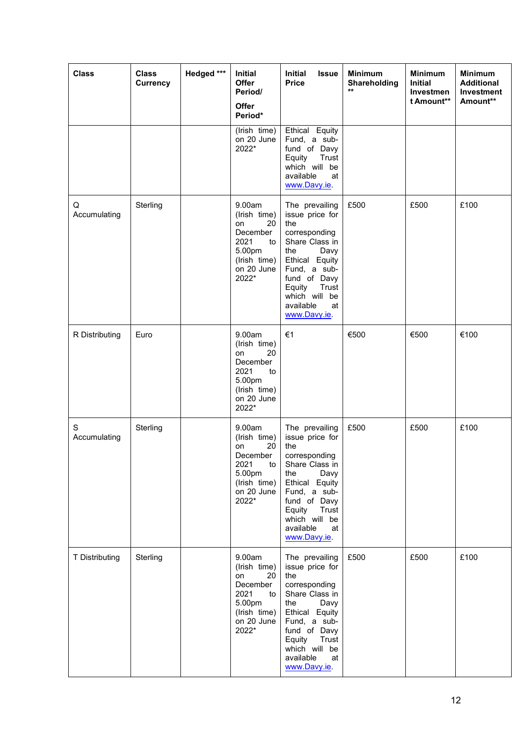| Class | Class Currency | Hedged *** | Initial Offer Period/ Offer Period* | Initial Issue Price | Minimum Shareholding ** | Minimum Initial Investment Amount** | Minimum Additional Investment Amount** |
|---|---|---|---|---|---|---|---|
| | | | (Irish time) on 20 June 2022* | Ethical Equity Fund, a sub-fund of Davy Equity Trust which will be available at www.Davy.ie. | | | |
| Q Accumulating | Sterling | | 9.00am (Irish time) on 20 December 2021 to 5.00pm (Irish time) on 20 June 2022* | The prevailing issue price for the corresponding Share Class in the Davy Ethical Equity Fund, a sub-fund of Davy Equity Trust which will be available at www.Davy.ie. | £500 | £500 | £100 |
| R Distributing | Euro | | 9.00am (Irish time) on 20 December 2021 to 5.00pm (Irish time) on 20 June 2022* | €1 | €500 | €500 | €100 |
| S Accumulating | Sterling | | 9.00am (Irish time) on 20 December 2021 to 5.00pm (Irish time) on 20 June 2022* | The prevailing issue price for the corresponding Share Class in the Davy Ethical Equity Fund, a sub-fund of Davy Equity Trust which will be available at www.Davy.ie. | £500 | £500 | £100 |
| T Distributing | Sterling | | 9.00am (Irish time) on 20 December 2021 to 5.00pm (Irish time) on 20 June 2022* | The prevailing issue price for the corresponding Share Class in the Davy Ethical Equity Fund, a sub-fund of Davy Equity Trust which will be available at www.Davy.ie. | £500 | £500 | £100 |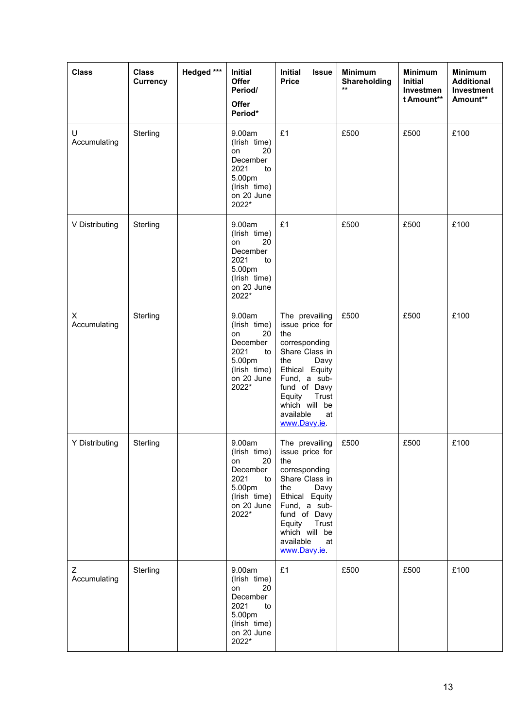| Class | Class Currency | Hedged *** | Initial Offer Period/ Offer Period* | Initial Issue Price | Minimum Shareholding ** | Minimum Initial Investment Amount** | Minimum Additional Investment Amount** |
|---|---|---|---|---|---|---|---|
| U Accumulating | Sterling | | 9.00am (Irish time) on 20 December 2021 to 5.00pm (Irish time) on 20 June 2022* | £1 | £500 | £500 | £100 |
| V Distributing | Sterling | | 9.00am (Irish time) on 20 December 2021 to 5.00pm (Irish time) on 20 June 2022* | £1 | £500 | £500 | £100 |
| X Accumulating | Sterling | | 9.00am (Irish time) on 20 December 2021 to 5.00pm (Irish time) on 20 June 2022* | The prevailing issue price for the corresponding Share Class in the Davy Ethical Equity Fund, a sub-fund of Davy Equity Trust which will be available at www.Davy.ie. | £500 | £500 | £100 |
| Y Distributing | Sterling | | 9.00am (Irish time) on 20 December 2021 to 5.00pm (Irish time) on 20 June 2022* | The prevailing issue price for the corresponding Share Class in the Davy Ethical Equity Fund, a sub-fund of Davy Equity Trust which will be available at www.Davy.ie. | £500 | £500 | £100 |
| Z Accumulating | Sterling | | 9.00am (Irish time) on 20 December 2021 to 5.00pm (Irish time) on 20 June 2022* | £1 | £500 | £500 | £100 |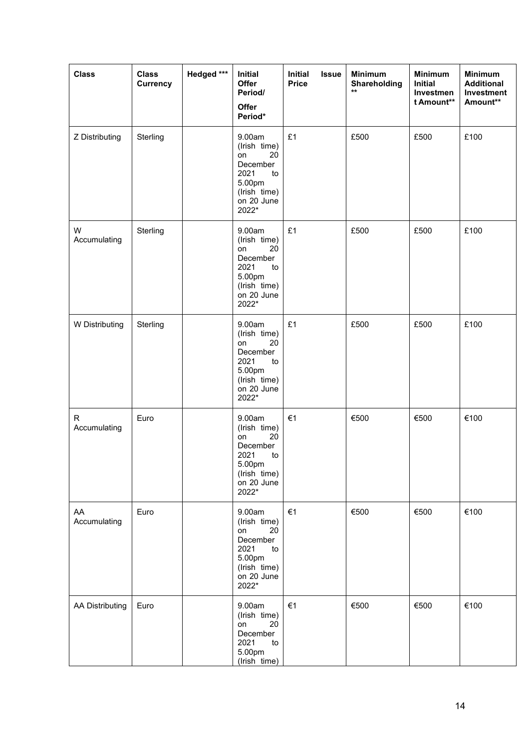| Class | Class Currency | Hedged *** | Initial Offer Period/ Offer Period* | Initial Issue Price | Minimum Shareholding ** | Minimum Initial Investment Amount** | Minimum Additional Investment Amount** |
|---|---|---|---|---|---|---|---|
| Z Distributing | Sterling | | 9.00am (Irish time) on 20 December 2021 to 5.00pm (Irish time) on 20 June 2022* | £1 | £500 | £500 | £100 |
| W Accumulating | Sterling | | 9.00am (Irish time) on 20 December 2021 to 5.00pm (Irish time) on 20 June 2022* | £1 | £500 | £500 | £100 |
| W Distributing | Sterling | | 9.00am (Irish time) on 20 December 2021 to 5.00pm (Irish time) on 20 June 2022* | £1 | £500 | £500 | £100 |
| R Accumulating | Euro | | 9.00am (Irish time) on 20 December 2021 to 5.00pm (Irish time) on 20 June 2022* | €1 | €500 | €500 | €100 |
| AA Accumulating | Euro | | 9.00am (Irish time) on 20 December 2021 to 5.00pm (Irish time) on 20 June 2022* | €1 | €500 | €500 | €100 |
| AA Distributing | Euro | | 9.00am (Irish time) on 20 December 2021 to 5.00pm (Irish time) | €1 | €500 | €500 | €100 |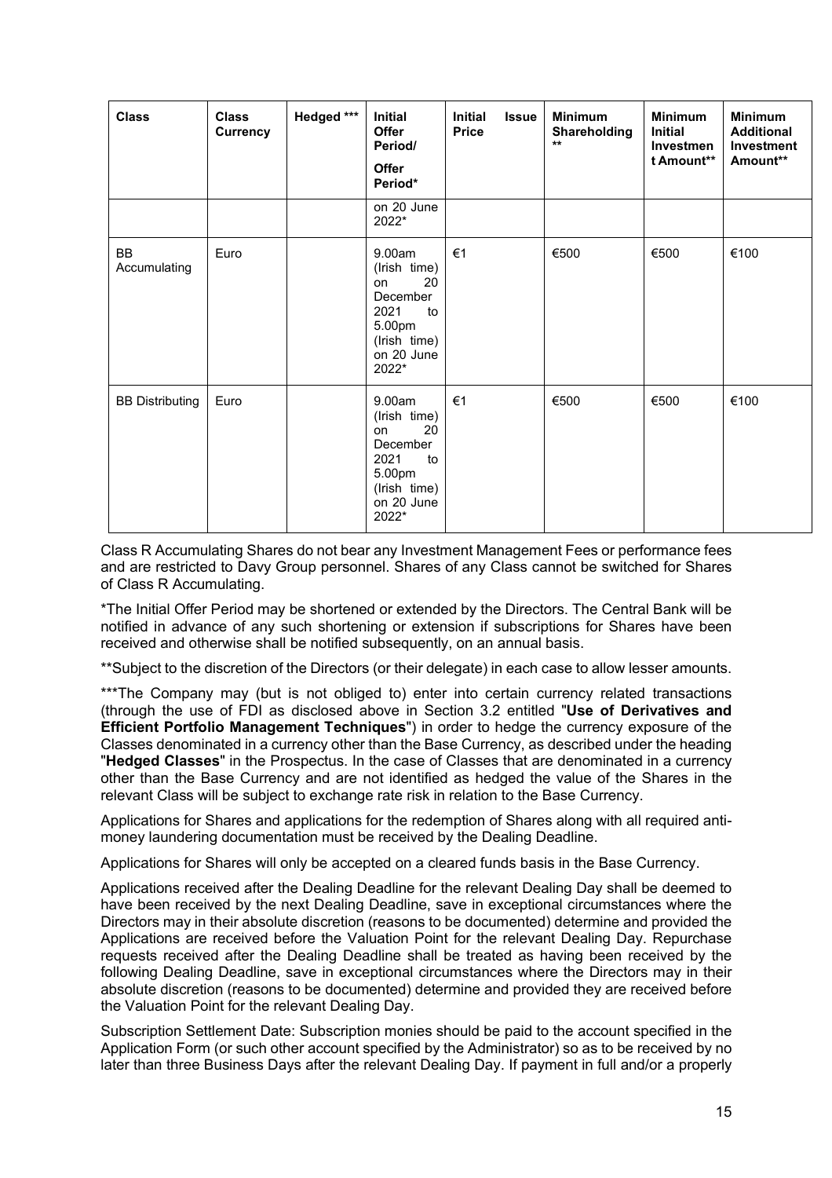| Class | Class Currency | Hedged *** | Initial Offer Period/ Offer Period* | Initial Issue Price | Minimum Shareholding ** | Minimum Initial Investment Amount** | Minimum Additional Investment Amount** |
|---|---|---|---|---|---|---|---|
| | | | on 20 June 2022* | | | | |
| BB Accumulating | Euro | | 9.00am (Irish time) on 20 December 2021 to 5.00pm (Irish time) on 20 June 2022* | €1 | €500 | €500 | €100 |
| BB Distributing | Euro | | 9.00am (Irish time) on 20 December 2021 to 5.00pm (Irish time) on 20 June 2022* | €1 | €500 | €500 | €100 |

Class R Accumulating Shares do not bear any Investment Management Fees or performance fees and are restricted to Davy Group personnel. Shares of any Class cannot be switched for Shares of Class R Accumulating.

*The Initial Offer Period may be shortened or extended by the Directors. The Central Bank will be notified in advance of any such shortening or extension if subscriptions for Shares have been received and otherwise shall be notified subsequently, on an annual basis.

**Subject to the discretion of the Directors (or their delegate) in each case to allow lesser amounts.

***The Company may (but is not obliged to) enter into certain currency related transactions (through the use of FDI as disclosed above in Section 3.2 entitled "**Use of Derivatives and Efficient Portfolio Management Techniques**") in order to hedge the currency exposure of the Classes denominated in a currency other than the Base Currency, as described under the heading "**Hedged Classes**" in the Prospectus. In the case of Classes that are denominated in a currency other than the Base Currency and are not identified as hedged the value of the Shares in the relevant Class will be subject to exchange rate risk in relation to the Base Currency.

Applications for Shares and applications for the redemption of Shares along with all required anti-money laundering documentation must be received by the Dealing Deadline.

Applications for Shares will only be accepted on a cleared funds basis in the Base Currency.

Applications received after the Dealing Deadline for the relevant Dealing Day shall be deemed to have been received by the next Dealing Deadline, save in exceptional circumstances where the Directors may in their absolute discretion (reasons to be documented) determine and provided the Applications are received before the Valuation Point for the relevant Dealing Day. Repurchase requests received after the Dealing Deadline shall be treated as having been received by the following Dealing Deadline, save in exceptional circumstances where the Directors may in their absolute discretion (reasons to be documented) determine and provided they are received before the Valuation Point for the relevant Dealing Day.

Subscription Settlement Date: Subscription monies should be paid to the account specified in the Application Form (or such other account specified by the Administrator) so as to be received by no later than three Business Days after the relevant Dealing Day. If payment in full and/or a properly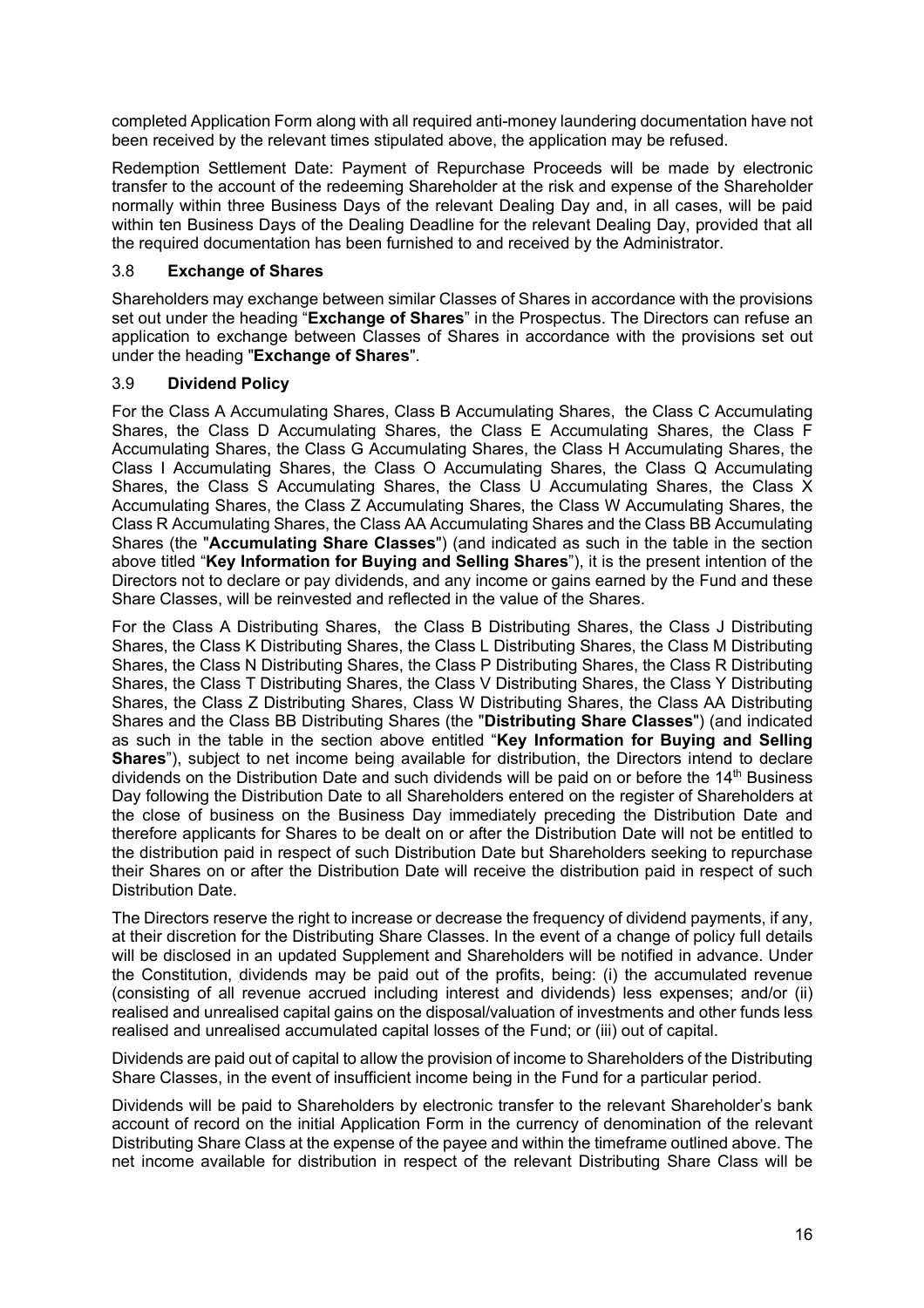completed Application Form along with all required anti-money laundering documentation have not been received by the relevant times stipulated above, the application may be refused.

Redemption Settlement Date: Payment of Repurchase Proceeds will be made by electronic transfer to the account of the redeeming Shareholder at the risk and expense of the Shareholder normally within three Business Days of the relevant Dealing Day and, in all cases, will be paid within ten Business Days of the Dealing Deadline for the relevant Dealing Day, provided that all the required documentation has been furnished to and received by the Administrator.

### 3.8 **Exchange of Shares**

Shareholders may exchange between similar Classes of Shares in accordance with the provisions set out under the heading "**Exchange of Shares**" in the Prospectus. The Directors can refuse an application to exchange between Classes of Shares in accordance with the provisions set out under the heading "**Exchange of Shares**".

### 3.9 **Dividend Policy**

For the Class A Accumulating Shares, Class B Accumulating Shares, the Class C Accumulating Shares, the Class D Accumulating Shares, the Class E Accumulating Shares, the Class F Accumulating Shares, the Class G Accumulating Shares, the Class H Accumulating Shares, the Class I Accumulating Shares, the Class O Accumulating Shares, the Class Q Accumulating Shares, the Class S Accumulating Shares, the Class U Accumulating Shares, the Class X Accumulating Shares, the Class Z Accumulating Shares, the Class W Accumulating Shares, the Class R Accumulating Shares, the Class AA Accumulating Shares and the Class BB Accumulating Shares (the "**Accumulating Share Classes**") (and indicated as such in the table in the section above titled "**Key Information for Buying and Selling Shares**"), it is the present intention of the Directors not to declare or pay dividends, and any income or gains earned by the Fund and these Share Classes, will be reinvested and reflected in the value of the Shares.

For the Class A Distributing Shares, the Class B Distributing Shares, the Class J Distributing Shares, the Class K Distributing Shares, the Class L Distributing Shares, the Class M Distributing Shares, the Class N Distributing Shares, the Class P Distributing Shares, the Class R Distributing Shares, the Class T Distributing Shares, the Class V Distributing Shares, the Class Y Distributing Shares, the Class Z Distributing Shares, Class W Distributing Shares, the Class AA Distributing Shares and the Class BB Distributing Shares (the "**Distributing Share Classes**") (and indicated as such in the table in the section above entitled "**Key Information for Buying and Selling Shares**"), subject to net income being available for distribution, the Directors intend to declare dividends on the Distribution Date and such dividends will be paid on or before the 14th Business Day following the Distribution Date to all Shareholders entered on the register of Shareholders at the close of business on the Business Day immediately preceding the Distribution Date and therefore applicants for Shares to be dealt on or after the Distribution Date will not be entitled to the distribution paid in respect of such Distribution Date but Shareholders seeking to repurchase their Shares on or after the Distribution Date will receive the distribution paid in respect of such Distribution Date.

The Directors reserve the right to increase or decrease the frequency of dividend payments, if any, at their discretion for the Distributing Share Classes. In the event of a change of policy full details will be disclosed in an updated Supplement and Shareholders will be notified in advance. Under the Constitution, dividends may be paid out of the profits, being: (i) the accumulated revenue (consisting of all revenue accrued including interest and dividends) less expenses; and/or (ii) realised and unrealised capital gains on the disposal/valuation of investments and other funds less realised and unrealised accumulated capital losses of the Fund; or (iii) out of capital.

Dividends are paid out of capital to allow the provision of income to Shareholders of the Distributing Share Classes, in the event of insufficient income being in the Fund for a particular period.

Dividends will be paid to Shareholders by electronic transfer to the relevant Shareholder's bank account of record on the initial Application Form in the currency of denomination of the relevant Distributing Share Class at the expense of the payee and within the timeframe outlined above. The net income available for distribution in respect of the relevant Distributing Share Class will be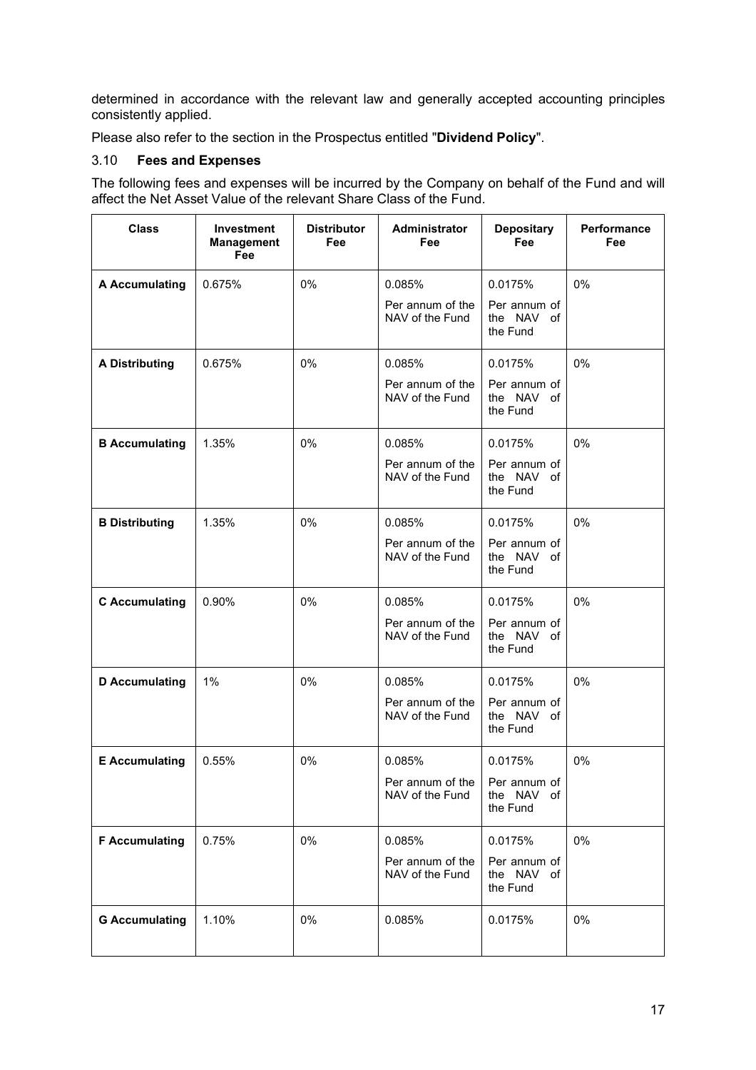determined in accordance with the relevant law and generally accepted accounting principles consistently applied.

Please also refer to the section in the Prospectus entitled "**Dividend Policy**".

### 3.10 **Fees and Expenses**

The following fees and expenses will be incurred by the Company on behalf of the Fund and will affect the Net Asset Value of the relevant Share Class of the Fund.

| Class | Investment Management Fee | Distributor Fee | Administrator Fee | Depositary Fee | Performance Fee |
|---|---|---|---|---|---|
| **A Accumulating** | 0.675% | 0% | 0.085% Per annum of the NAV of the Fund | 0.0175% Per annum of the NAV of the Fund | 0% |
| **A Distributing** | 0.675% | 0% | 0.085% Per annum of the NAV of the Fund | 0.0175% Per annum of the NAV of the Fund | 0% |
| **B Accumulating** | 1.35% | 0% | 0.085% Per annum of the NAV of the Fund | 0.0175% Per annum of the NAV of the Fund | 0% |
| **B Distributing** | 1.35% | 0% | 0.085% Per annum of the NAV of the Fund | 0.0175% Per annum of the NAV of the Fund | 0% |
| **C Accumulating** | 0.90% | 0% | 0.085% Per annum of the NAV of the Fund | 0.0175% Per annum of the NAV of the Fund | 0% |
| **D Accumulating** | 1% | 0% | 0.085% Per annum of the NAV of the Fund | 0.0175% Per annum of the NAV of the Fund | 0% |
| **E Accumulating** | 0.55% | 0% | 0.085% Per annum of the NAV of the Fund | 0.0175% Per annum of the NAV of the Fund | 0% |
| **F Accumulating** | 0.75% | 0% | 0.085% Per annum of the NAV of the Fund | 0.0175% Per annum of the NAV of the Fund | 0% |
| **G Accumulating** | 1.10% | 0% | 0.085% | 0.0175% | 0% |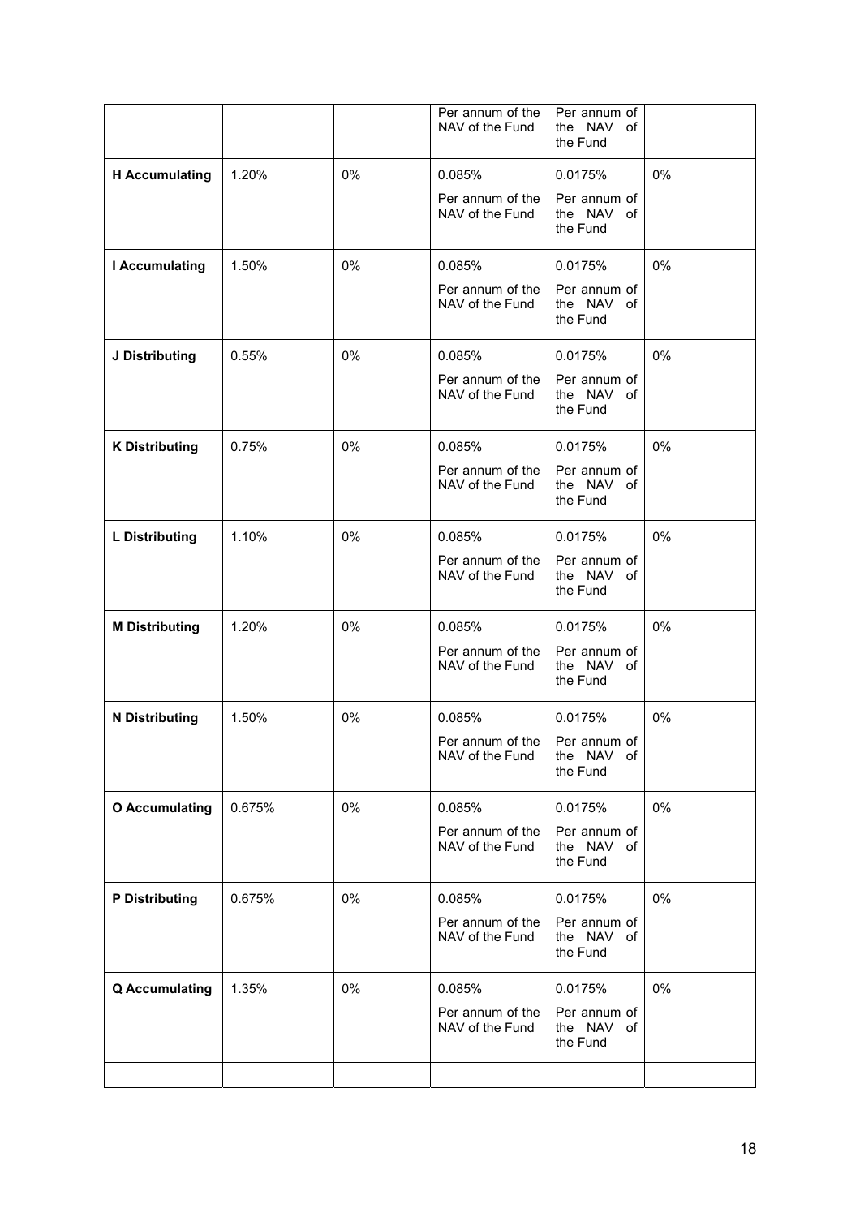| | | | | | |
|---|---|---|---|---|---|
| | | | Per annum of the NAV of the Fund | Per annum of the NAV of the Fund | |
| **H Accumulating** | 1.20% | 0% | 0.085% Per annum of the NAV of the Fund | 0.0175% Per annum of the NAV of the Fund | 0% |
| **I Accumulating** | 1.50% | 0% | 0.085% Per annum of the NAV of the Fund | 0.0175% Per annum of the NAV of the Fund | 0% |
| **J Distributing** | 0.55% | 0% | 0.085% Per annum of the NAV of the Fund | 0.0175% Per annum of the NAV of the Fund | 0% |
| **K Distributing** | 0.75% | 0% | 0.085% Per annum of the NAV of the Fund | 0.0175% Per annum of the NAV of the Fund | 0% |
| **L Distributing** | 1.10% | 0% | 0.085% Per annum of the NAV of the Fund | 0.0175% Per annum of the NAV of the Fund | 0% |
| **M Distributing** | 1.20% | 0% | 0.085% Per annum of the NAV of the Fund | 0.0175% Per annum of the NAV of the Fund | 0% |
| **N Distributing** | 1.50% | 0% | 0.085% Per annum of the NAV of the Fund | 0.0175% Per annum of the NAV of the Fund | 0% |
| **O Accumulating** | 0.675% | 0% | 0.085% Per annum of the NAV of the Fund | 0.0175% Per annum of the NAV of the Fund | 0% |
| **P Distributing** | 0.675% | 0% | 0.085% Per annum of the NAV of the Fund | 0.0175% Per annum of the NAV of the Fund | 0% |
| **Q Accumulating** | 1.35% | 0% | 0.085% Per annum of the NAV of the Fund | 0.0175% Per annum of the NAV of the Fund | 0% |
| | | | | | |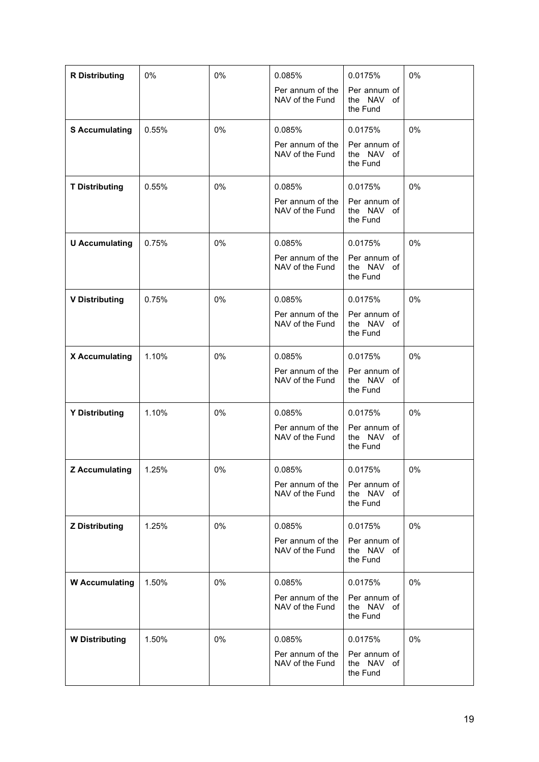| **R Distributing** | 0% | 0% | 0.085% Per annum of the NAV of the Fund | 0.0175% Per annum of the NAV of the Fund | 0% |
|---|---|---|---|---|---|
| **S Accumulating** | 0.55% | 0% | 0.085% Per annum of the NAV of the Fund | 0.0175% Per annum of the NAV of the Fund | 0% |
| **T Distributing** | 0.55% | 0% | 0.085% Per annum of the NAV of the Fund | 0.0175% Per annum of the NAV of the Fund | 0% |
| **U Accumulating** | 0.75% | 0% | 0.085% Per annum of the NAV of the Fund | 0.0175% Per annum of the NAV of the Fund | 0% |
| **V Distributing** | 0.75% | 0% | 0.085% Per annum of the NAV of the Fund | 0.0175% Per annum of the NAV of the Fund | 0% |
| **X Accumulating** | 1.10% | 0% | 0.085% Per annum of the NAV of the Fund | 0.0175% Per annum of the NAV of the Fund | 0% |
| **Y Distributing** | 1.10% | 0% | 0.085% Per annum of the NAV of the Fund | 0.0175% Per annum of the NAV of the Fund | 0% |
| **Z Accumulating** | 1.25% | 0% | 0.085% Per annum of the NAV of the Fund | 0.0175% Per annum of the NAV of the Fund | 0% |
| **Z Distributing** | 1.25% | 0% | 0.085% Per annum of the NAV of the Fund | 0.0175% Per annum of the NAV of the Fund | 0% |
| **W Accumulating** | 1.50% | 0% | 0.085% Per annum of the NAV of the Fund | 0.0175% Per annum of the NAV of the Fund | 0% |
| **W Distributing** | 1.50% | 0% | 0.085% Per annum of the NAV of the Fund | 0.0175% Per annum of the NAV of the Fund | 0% |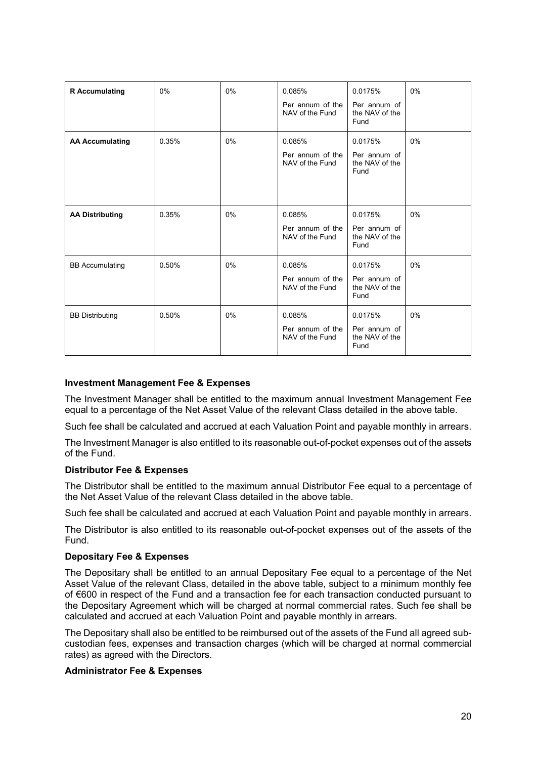| **R Accumulating** | 0% | 0% | 0.085% Per annum of the NAV of the Fund | 0.0175% Per annum of the NAV of the Fund | 0% |
|---|---|---|---|---|---|
| **AA Accumulating** | 0.35% | 0% | 0.085% Per annum of the NAV of the Fund | 0.0175% Per annum of the NAV of the Fund | 0% |
| **AA Distributing** | 0.35% | 0% | 0.085% Per annum of the NAV of the Fund | 0.0175% Per annum of the NAV of the Fund | 0% |
| BB Accumulating | 0.50% | 0% | 0.085% Per annum of the NAV of the Fund | 0.0175% Per annum of the NAV of the Fund | 0% |
| BB Distributing | 0.50% | 0% | 0.085% Per annum of the NAV of the Fund | 0.0175% Per annum of the NAV of the Fund | 0% |

**Investment Management Fee & Expenses**

The Investment Manager shall be entitled to the maximum annual Investment Management Fee equal to a percentage of the Net Asset Value of the relevant Class detailed in the above table.

Such fee shall be calculated and accrued at each Valuation Point and payable monthly in arrears.

The Investment Manager is also entitled to its reasonable out-of-pocket expenses out of the assets of the Fund.

**Distributor Fee & Expenses**

The Distributor shall be entitled to the maximum annual Distributor Fee equal to a percentage of the Net Asset Value of the relevant Class detailed in the above table.

Such fee shall be calculated and accrued at each Valuation Point and payable monthly in arrears.

The Distributor is also entitled to its reasonable out-of-pocket expenses out of the assets of the Fund.

**Depositary Fee & Expenses**

The Depositary shall be entitled to an annual Depositary Fee equal to a percentage of the Net Asset Value of the relevant Class, detailed in the above table, subject to a minimum monthly fee of €600 in respect of the Fund and a transaction fee for each transaction conducted pursuant to the Depositary Agreement which will be charged at normal commercial rates. Such fee shall be calculated and accrued at each Valuation Point and payable monthly in arrears.

The Depositary shall also be entitled to be reimbursed out of the assets of the Fund all agreed sub-custodian fees, expenses and transaction charges (which will be charged at normal commercial rates) as agreed with the Directors.

**Administrator Fee & Expenses**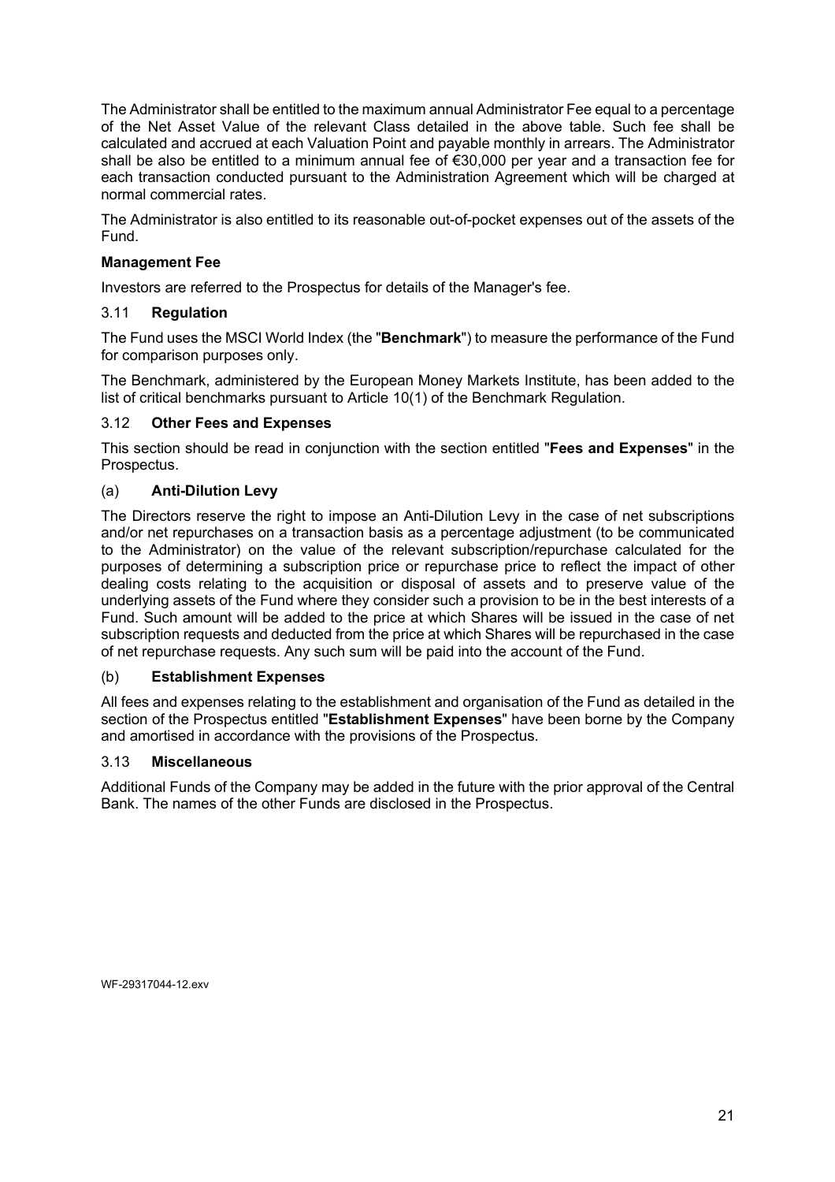The Administrator shall be entitled to the maximum annual Administrator Fee equal to a percentage of the Net Asset Value of the relevant Class detailed in the above table. Such fee shall be calculated and accrued at each Valuation Point and payable monthly in arrears. The Administrator shall be also be entitled to a minimum annual fee of €30,000 per year and a transaction fee for each transaction conducted pursuant to the Administration Agreement which will be charged at normal commercial rates.

The Administrator is also entitled to its reasonable out-of-pocket expenses out of the assets of the Fund.

**Management Fee**

Investors are referred to the Prospectus for details of the Manager's fee.

### 3.11 Regulation

The Fund uses the MSCI World Index (the "**Benchmark**") to measure the performance of the Fund for comparison purposes only.

The Benchmark, administered by the European Money Markets Institute, has been added to the list of critical benchmarks pursuant to Article 10(1) of the Benchmark Regulation.

### 3.12 Other Fees and Expenses

This section should be read in conjunction with the section entitled "**Fees and Expenses**" in the Prospectus.

#### (a) Anti-Dilution Levy

The Directors reserve the right to impose an Anti-Dilution Levy in the case of net subscriptions and/or net repurchases on a transaction basis as a percentage adjustment (to be communicated to the Administrator) on the value of the relevant subscription/repurchase calculated for the purposes of determining a subscription price or repurchase price to reflect the impact of other dealing costs relating to the acquisition or disposal of assets and to preserve value of the underlying assets of the Fund where they consider such a provision to be in the best interests of a Fund. Such amount will be added to the price at which Shares will be issued in the case of net subscription requests and deducted from the price at which Shares will be repurchased in the case of net repurchase requests. Any such sum will be paid into the account of the Fund.

#### (b) Establishment Expenses

All fees and expenses relating to the establishment and organisation of the Fund as detailed in the section of the Prospectus entitled "**Establishment Expenses**" have been borne by the Company and amortised in accordance with the provisions of the Prospectus.

### 3.13 Miscellaneous

Additional Funds of the Company may be added in the future with the prior approval of the Central Bank. The names of the other Funds are disclosed in the Prospectus.

WF-29317044-12.exv